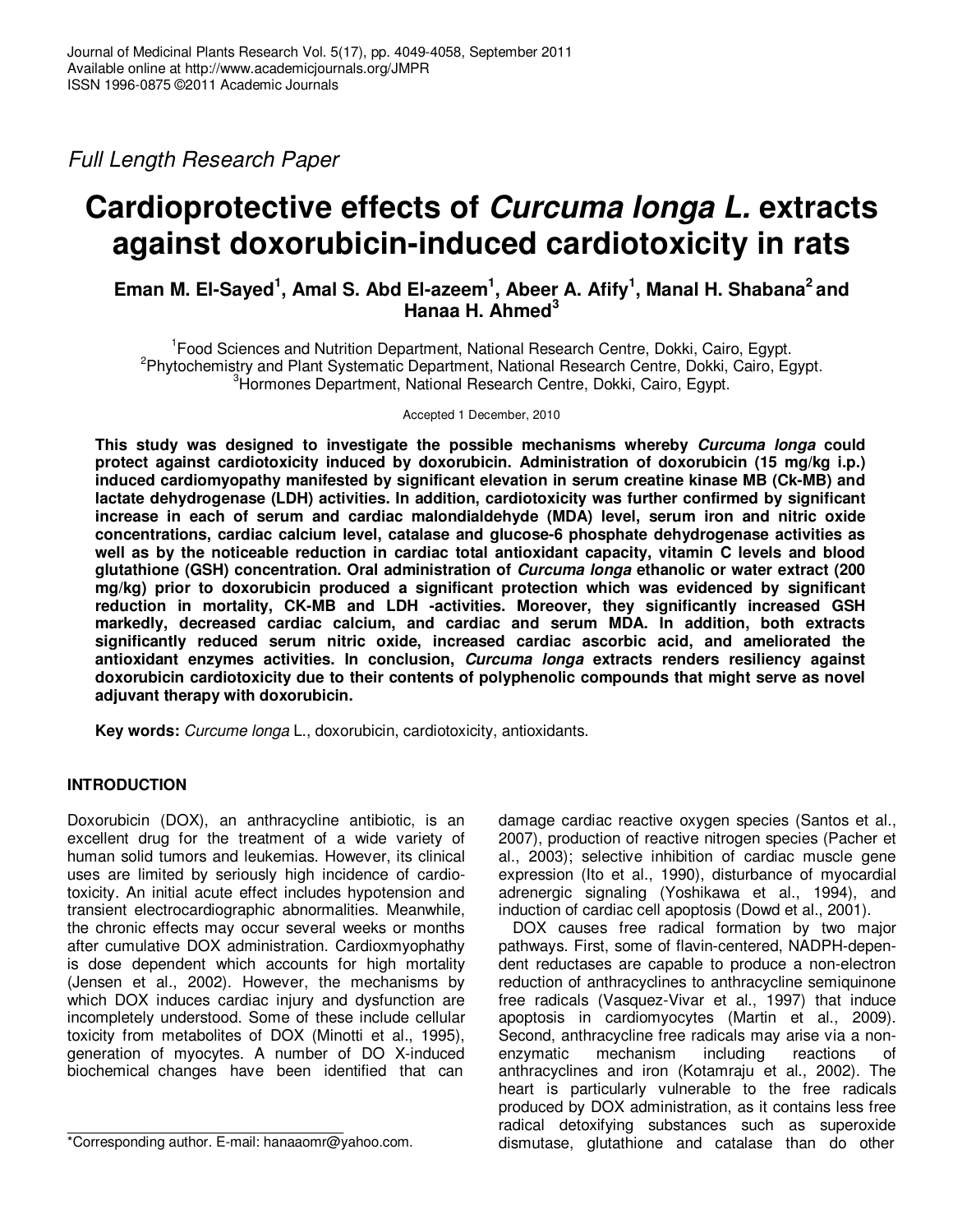*Full Length Research Paper*

# Cardioprotective effects of *Curcuma longa L.* extracts against doxorubicin-induced cardiotoxicity in rats

**Eman M. El-Sayed[1], Amal S. Abd El-azeem[1], Abeer A. Afify[1], Manal H. Shabana[2] and Hanaa H. Ahmed[3]**

[1]Food Sciences and Nutrition Department, National Research Centre, Dokki, Cairo, Egypt.
[2]Phytochemistry and Plant Systematic Department, National Research Centre, Dokki, Cairo, Egypt.
[3]Hormones Department, National Research Centre, Dokki, Cairo, Egypt.

Accepted 1 December, 2010

**This study was designed to investigate the possible mechanisms whereby *Curcuma longa* could protect against cardiotoxicity induced by doxorubicin. Administration of doxorubicin (15 mg/kg i.p.) induced cardiomyopathy manifested by significant elevation in serum creatine kinase MB (Ck-MB) and lactate dehydrogenase (LDH) activities. In addition, cardiotoxicity was further confirmed by significant increase in each of serum and cardiac malondialdehyde (MDA) level, serum iron and nitric oxide concentrations, cardiac calcium level, catalase and glucose-6 phosphate dehydrogenase activities as well as by the noticeable reduction in cardiac total antioxidant capacity, vitamin C levels and blood glutathione (GSH) concentration. Oral administration of *Curcuma longa* ethanolic or water extract (200 mg/kg) prior to doxorubicin produced a significant protection which was evidenced by significant reduction in mortality, CK-MB and LDH -activities. Moreover, they significantly increased GSH markedly, decreased cardiac calcium, and cardiac and serum MDA. In addition, both extracts significantly reduced serum nitric oxide, increased cardiac ascorbic acid, and ameliorated the antioxidant enzymes activities. In conclusion, *Curcuma longa* extracts renders resiliency against doxorubicin cardiotoxicity due to their contents of polyphenolic compounds that might serve as novel adjuvant therapy with doxorubicin.**

**Key words:** *Curcume longa* L., doxorubicin, cardiotoxicity, antioxidants.

## INTRODUCTION

Doxorubicin (DOX), an anthracycline antibiotic, is an excellent drug for the treatment of a wide variety of human solid tumors and leukemias. However, its clinical uses are limited by seriously high incidence of cardiotoxicity. An initial acute effect includes hypotension and transient electrocardiographic abnormalities. Meanwhile, the chronic effects may occur several weeks or months after cumulative DOX administration. Cardioxmyophathy is dose dependent which accounts for high mortality (Jensen et al., 2002). However, the mechanisms by which DOX induces cardiac injury and dysfunction are incompletely understood. Some of these include cellular toxicity from metabolites of DOX (Minotti et al., 1995), generation of myocytes. A number of DO X-induced biochemical changes have been identified that can damage cardiac reactive oxygen species (Santos et al., 2007), production of reactive nitrogen species (Pacher et al., 2003); selective inhibition of cardiac muscle gene expression (Ito et al., 1990), disturbance of myocardial adrenergic signaling (Yoshikawa et al., 1994), and induction of cardiac cell apoptosis (Dowd et al., 2001).

DOX causes free radical formation by two major pathways. First, some of flavin-centered, NADPH-dependent reductases are capable to produce a non-electron reduction of anthracyclines to anthracycline semiquinone free radicals (Vasquez-Vivar et al., 1997) that induce apoptosis in cardiomyocytes (Martin et al., 2009). Second, anthracycline free radicals may arise via a non-enzymatic mechanism including reactions of anthracyclines and iron (Kotamraju et al., 2002). The heart is particularly vulnerable to the free radicals produced by DOX administration, as it contains less free radical detoxifying substances such as superoxide dismutase, glutathione and catalase than do other

*Corresponding author. E-mail: hanaaomr@yahoo.com.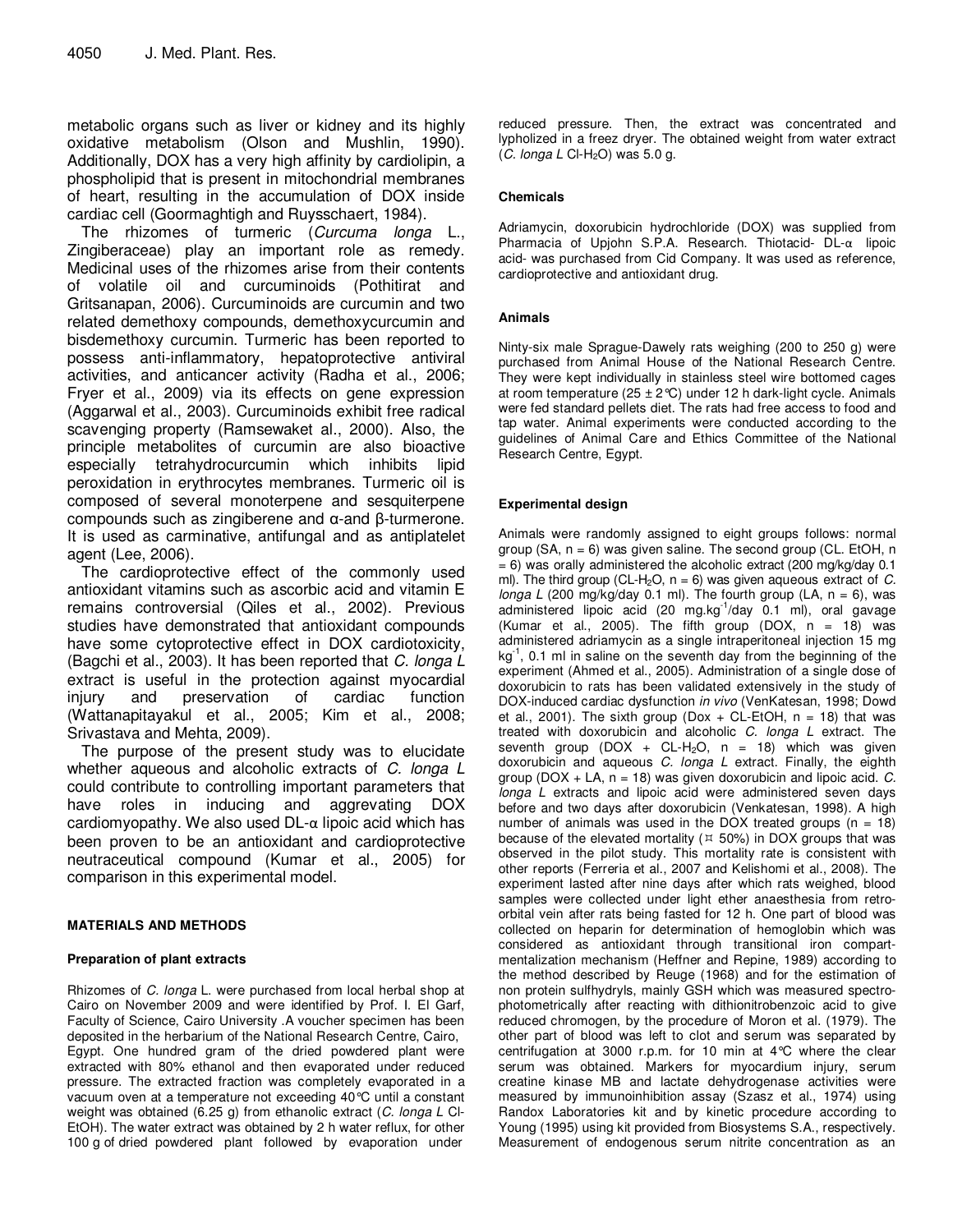metabolic organs such as liver or kidney and its highly oxidative metabolism (Olson and Mushlin, 1990). Additionally, DOX has a very high affinity by cardiolipin, a phospholipid that is present in mitochondrial membranes of heart, resulting in the accumulation of DOX inside cardiac cell (Goormaghtigh and Ruysschaert, 1984).

The rhizomes of turmeric (*Curcuma longa* L., Zingiberaceae) play an important role as remedy. Medicinal uses of the rhizomes arise from their contents of volatile oil and curcuminoids (Pothitirat and Gritsanapan, 2006). Curcuminoids are curcumin and two related demethoxy compounds, demethoxycurcumin and bisdemethoxy curcumin. Turmeric has been reported to possess anti-inflammatory, hepatoprotective antiviral activities, and anticancer activity (Radha et al., 2006; Fryer et al., 2009) via its effects on gene expression (Aggarwal et al., 2003). Curcuminoids exhibit free radical scavenging property (Ramsewaket al., 2000). Also, the principle metabolites of curcumin are also bioactive especially tetrahydrocurcumin which inhibits lipid peroxidation in erythrocytes membranes. Turmeric oil is composed of several monoterpene and sesquiterpene compounds such as zingiberene and α-and β-turmerone. It is used as carminative, antifungal and as antiplatelet agent (Lee, 2006).

The cardioprotective effect of the commonly used antioxidant vitamins such as ascorbic acid and vitamin E remains controversial (Qiles et al., 2002). Previous studies have demonstrated that antioxidant compounds have some cytoprotective effect in DOX cardiotoxicity, (Bagchi et al., 2003). It has been reported that *C. longa L* extract is useful in the protection against myocardial injury and preservation of cardiac function (Wattanapitayakul et al., 2005; Kim et al., 2008; Srivastava and Mehta, 2009).

The purpose of the present study was to elucidate whether aqueous and alcoholic extracts of *C. longa L* could contribute to controlling important parameters that have roles in inducing and aggrevating DOX cardiomyopathy. We also used DL-α lipoic acid which has been proven to be an antioxidant and cardioprotective neutraceutical compound (Kumar et al., 2005) for comparison in this experimental model.

## MATERIALS AND METHODS

### Preparation of plant extracts

Rhizomes of *C. longa* L. were purchased from local herbal shop at Cairo on November 2009 and were identified by Prof. I. El Garf, Faculty of Science, Cairo University .A voucher specimen has been deposited in the herbarium of the National Research Centre, Cairo, Egypt. One hundred gram of the dried powdered plant were extracted with 80% ethanol and then evaporated under reduced pressure. The extracted fraction was completely evaporated in a vacuum oven at a temperature not exceeding 40°C until a constant weight was obtained (6.25 g) from ethanolic extract (*C. longa L* Cl-EtOH). The water extract was obtained by 2 h water reflux, for other 100 g of dried powdered plant followed by evaporation under reduced pressure. Then, the extract was concentrated and lypholized in a freez dryer. The obtained weight from water extract (*C. longa L* Cl-$H_2O$) was 5.0 g.

### Chemicals

Adriamycin, doxorubicin hydrochloride (DOX) was supplied from Pharmacia of Upjohn S.P.A. Research. Thiotacid- DL-α lipoic acid- was purchased from Cid Company. It was used as reference, cardioprotective and antioxidant drug.

### Animals

Ninty-six male Sprague-Dawely rats weighing (200 to 250 g) were purchased from Animal House of the National Research Centre. They were kept individually in stainless steel wire bottomed cages at room temperature (25 ± 2°C) under 12 h dark-light cycle. Animals were fed standard pellets diet. The rats had free access to food and tap water. Animal experiments were conducted according to the guidelines of Animal Care and Ethics Committee of the National Research Centre, Egypt.

### Experimental design

Animals were randomly assigned to eight groups follows: normal group (SA, n = 6) was given saline. The second group (CL. EtOH, n = 6) was orally administered the alcoholic extract (200 mg/kg/day 0.1 ml). The third group (CL-$H_2O$, n = 6) was given aqueous extract of *C. longa L* (200 mg/kg/day 0.1 ml). The fourth group (LA, n = 6), was administered lipoic acid (20 mg.kg$^{-1}$/day 0.1 ml), oral gavage (Kumar et al., 2005). The fifth group (DOX, n = 18) was administered adriamycin as a single intraperitoneal injection 15 mg kg$^{-1}$, 0.1 ml in saline on the seventh day from the beginning of the experiment (Ahmed et al., 2005). Administration of a single dose of doxorubicin to rats has been validated extensively in the study of DOX-induced cardiac dysfunction *in vivo* (VenKatesan, 1998; Dowd et al., 2001). The sixth group (Dox + CL-EtOH, n = 18) that was treated with doxorubicin and alcoholic *C. longa L* extract. The seventh group (DOX + CL-$H_2O$, n = 18) which was given doxorubicin and aqueous *C. longa L* extract. Finally, the eighth group (DOX + LA, n = 18) was given doxorubicin and lipoic acid. *C. longa L* extracts and lipoic acid were administered seven days before and two days after doxorubicin (Venkatesan, 1998). A high number of animals was used in the DOX treated groups (n = 18) because of the elevated mortality (¤ 50%) in DOX groups that was observed in the pilot study. This mortality rate is consistent with other reports (Ferreria et al., 2007 and Kelishomi et al., 2008). The experiment lasted after nine days after which rats weighed, blood samples were collected under light ether anaesthesia from retro-orbital vein after rats being fasted for 12 h. One part of blood was collected on heparin for determination of hemoglobin which was considered as antioxidant through transitional iron compart-mentalization mechanism (Heffner and Repine, 1989) according to the method described by Reuge (1968) and for the estimation of non protein sulfhydryls, mainly GSH which was measured spectro-photometrically after reacting with dithionitrobenzoic acid to give reduced chromogen, by the procedure of Moron et al. (1979). The other part of blood was left to clot and serum was separated by centrifugation at 3000 r.p.m. for 10 min at 4°C where the clear serum was obtained. Markers for myocardium injury, serum creatine kinase MB and lactate dehydrogenase activities were measured by immunoinhibition assay (Szasz et al., 1974) using Randox Laboratories kit and by kinetic procedure according to Young (1995) using kit provided from Biosystems S.A., respectively. Measurement of endogenous serum nitrite concentration as an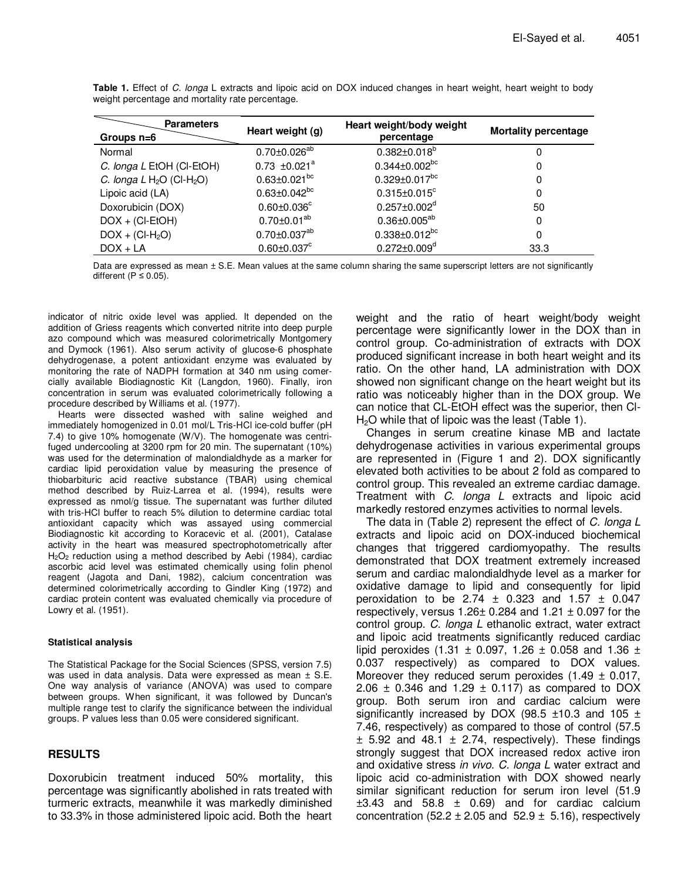**Table 1.** Effect of *C. longa* L extracts and lipoic acid on DOX induced changes in heart weight, heart weight to body weight percentage and mortality rate percentage.

| Parameters / Groups n=6 | Heart weight (g) | Heart weight/body weight percentage | Mortality percentage |
|---|---|---|---|
| Normal | $0.70 \pm 0.026^{ab}$ | $0.382 \pm 0.018^{b}$ | 0 |
| *C. longa L* EtOH (Cl-EtOH) | $0.73 \pm 0.021^{a}$ | $0.344 \pm 0.002^{bc}$ | 0 |
| *C. longa L* $H_2O$ (Cl-$H_2O$) | $0.63 \pm 0.021^{bc}$ | $0.329 \pm 0.017^{bc}$ | 0 |
| Lipoic acid (LA) | $0.63 \pm 0.042^{bc}$ | $0.315 \pm 0.015^{c}$ | 0 |
| Doxorubicin (DOX) | $0.60 \pm 0.036^{c}$ | $0.257 \pm 0.002^{d}$ | 50 |
| DOX + (Cl-EtOH) | $0.70 \pm 0.01^{ab}$ | $0.36 \pm 0.005^{ab}$ | 0 |
| DOX + (Cl-$H_2O$) | $0.70 \pm 0.037^{ab}$ | $0.338 \pm 0.012^{bc}$ | 0 |
| DOX + LA | $0.60 \pm 0.037^{c}$ | $0.272 \pm 0.009^{d}$ | 33.3 |

Data are expressed as mean ± S.E. Mean values at the same column sharing the same superscript letters are not significantly different ($P \leq 0.05$).

indicator of nitric oxide level was applied. It depended on the addition of Griess reagents which converted nitrite into deep purple azo compound which was measured colorimetrically Montgomery and Dymock (1961). Also serum activity of glucose-6 phosphate dehydrogenase, a potent antioxidant enzyme was evaluated by monitoring the rate of NADPH formation at 340 nm using comercially available Biodiagnostic Kit (Langdon, 1960). Finally, iron concentration in serum was evaluated colorimetrically following a procedure described by Williams et al. (1977).

Hearts were dissected washed with saline weighed and immediately homogenized in 0.01 mol/L Tris-HCl ice-cold buffer (pH 7.4) to give 10% homogenate (W/V). The homogenate was centrifuged undercooling at 3200 rpm for 20 min. The supernatant (10%) was used for the determination of malondialdhyde as a marker for cardiac lipid peroxidation value by measuring the presence of thiobarbituric acid reactive substance (TBAR) using chemical method described by Ruiz-Larrea et al. (1994), results were expressed as nmol/g tissue. The supernatant was further diluted with tris-HCl buffer to reach 5% dilution to determine cardiac total antioxidant capacity which was assayed using commercial Biodiagnostic kit according to Koracevic et al. (2001), Catalase activity in the heart was measured spectrophotometrically after $H_2O_2$ reduction using a method described by Aebi (1984), cardiac ascorbic acid level was estimated chemically using folin phenol reagent (Jagota and Dani, 1982), calcium concentration was determined colorimetrically according to Gindler King (1972) and cardiac protein content was evaluated chemically via procedure of Lowry et al. (1951).

#### Statistical analysis

The Statistical Package for the Social Sciences (SPSS, version 7.5) was used in data analysis. Data were expressed as mean ± S.E. One way analysis of variance (ANOVA) was used to compare between groups. When significant, it was followed by Duncan's multiple range test to clarify the significance between the individual groups. P values less than 0.05 were considered significant.

## RESULTS

Doxorubicin treatment induced 50% mortality, this percentage was significantly abolished in rats treated with turmeric extracts, meanwhile it was markedly diminished to 33.3% in those administered lipoic acid. Both the heart weight and the ratio of heart weight/body weight percentage were significantly lower in the DOX than in control group. Co-administration of extracts with DOX produced significant increase in both heart weight and its ratio. On the other hand, LA administration with DOX showed non significant change on the heart weight but its ratio was noticeably higher than in the DOX group. We can notice that CL-EtOH effect was the superior, then Cl-$H_2O$ while that of lipoic was the least (Table 1).

Changes in serum creatine kinase MB and lactate dehydrogenase activities in various experimental groups are represented in (Figure 1 and 2). DOX significantly elevated both activities to be about 2 fold as compared to control group. This revealed an extreme cardiac damage. Treatment with *C. longa L* extracts and lipoic acid markedly restored enzymes activities to normal levels.

The data in (Table 2) represent the effect of *C. longa L* extracts and lipoic acid on DOX-induced biochemical changes that triggered cardiomyopathy. The results demonstrated that DOX treatment extremely increased serum and cardiac malondialdhyde level as a marker for oxidative damage to lipid and consequently for lipid peroxidation to be 2.74 ± 0.323 and 1.57 ± 0.047 respectively, versus 1.26± 0.284 and 1.21 ± 0.097 for the control group. *C. longa L* ethanolic extract, water extract and lipoic acid treatments significantly reduced cardiac lipid peroxides (1.31 ± 0.097, 1.26 ± 0.058 and 1.36 ± 0.037 respectively) as compared to DOX values. Moreover they reduced serum peroxides (1.49 ± 0.017, 2.06 ± 0.346 and 1.29 ± 0.117) as compared to DOX group. Both serum iron and cardiac calcium were significantly increased by DOX (98.5 ±10.3 and 105 ± 7.46, respectively) as compared to those of control (57.5 ± 5.92 and 48.1 ± 2.74, respectively). These findings strongly suggest that DOX increased redox active iron and oxidative stress *in vivo*. *C. longa L* water extract and lipoic acid co-administration with DOX showed nearly similar significant reduction for serum iron level (51.9 ±3.43 and 58.8 ± 0.69) and for cardiac calcium concentration (52.2 ± 2.05 and 52.9 ± 5.16), respectively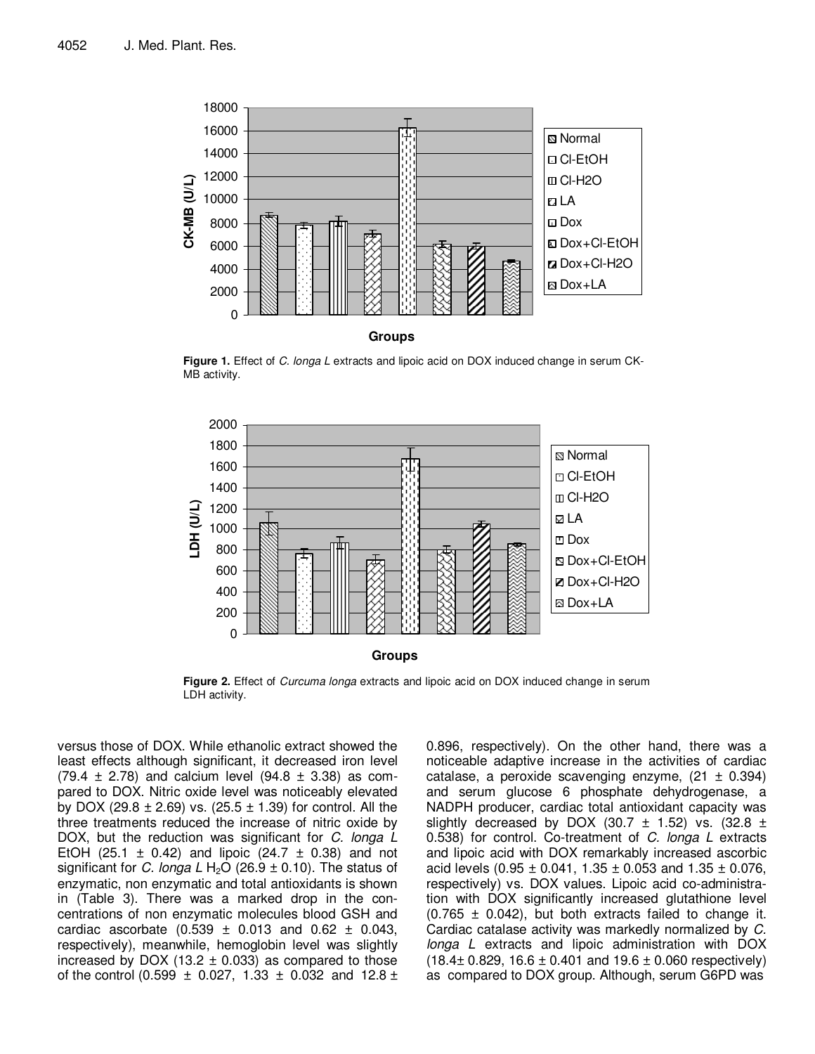Figure 1. Effect of *C. longa L* extracts and lipoic acid on DOX induced change in serum CK-MB activity.

Figure 2. Effect of *Curcuma longa* extracts and lipoic acid on DOX induced change in serum LDH activity.

versus those of DOX. While ethanolic extract showed the least effects although significant, it decreased iron level (79.4 ± 2.78) and calcium level (94.8 ± 3.38) as compared to DOX. Nitric oxide level was noticeably elevated by DOX (29.8 ± 2.69) vs. (25.5 ± 1.39) for control. All the three treatments reduced the increase of nitric oxide by DOX, but the reduction was significant for *C. longa L* EtOH (25.1 ± 0.42) and lipoic (24.7 ± 0.38) and not significant for *C. longa L* $H_2O$ (26.9 ± 0.10). The status of enzymatic, non enzymatic and total antioxidants is shown in (Table 3). There was a marked drop in the concentrations of non enzymatic molecules blood GSH and cardiac ascorbate (0.539 ± 0.013 and 0.62 ± 0.043, respectively), meanwhile, hemoglobin level was slightly increased by DOX (13.2 ± 0.033) as compared to those of the control (0.599 ± 0.027, 1.33 ± 0.032 and 12.8 ± 0.896, respectively). On the other hand, there was a noticeable adaptive increase in the activities of cardiac catalase, a peroxide scavenging enzyme, (21 ± 0.394) and serum glucose 6 phosphate dehydrogenase, a NADPH producer, cardiac total antioxidant capacity was slightly decreased by DOX (30.7 ± 1.52) vs. (32.8 ± 0.538) for control. Co-treatment of *C. longa L* extracts and lipoic acid with DOX remarkably increased ascorbic acid levels (0.95 ± 0.041, 1.35 ± 0.053 and 1.35 ± 0.076, respectively) vs. DOX values. Lipoic acid co-administration with DOX significantly increased glutathione level (0.765 ± 0.042), but both extracts failed to change it. Cardiac catalase activity was markedly normalized by *C. longa L* extracts and lipoic administration with DOX (18.4± 0.829, 16.6 ± 0.401 and 19.6 ± 0.060 respectively) as compared to DOX group. Although, serum G6PD was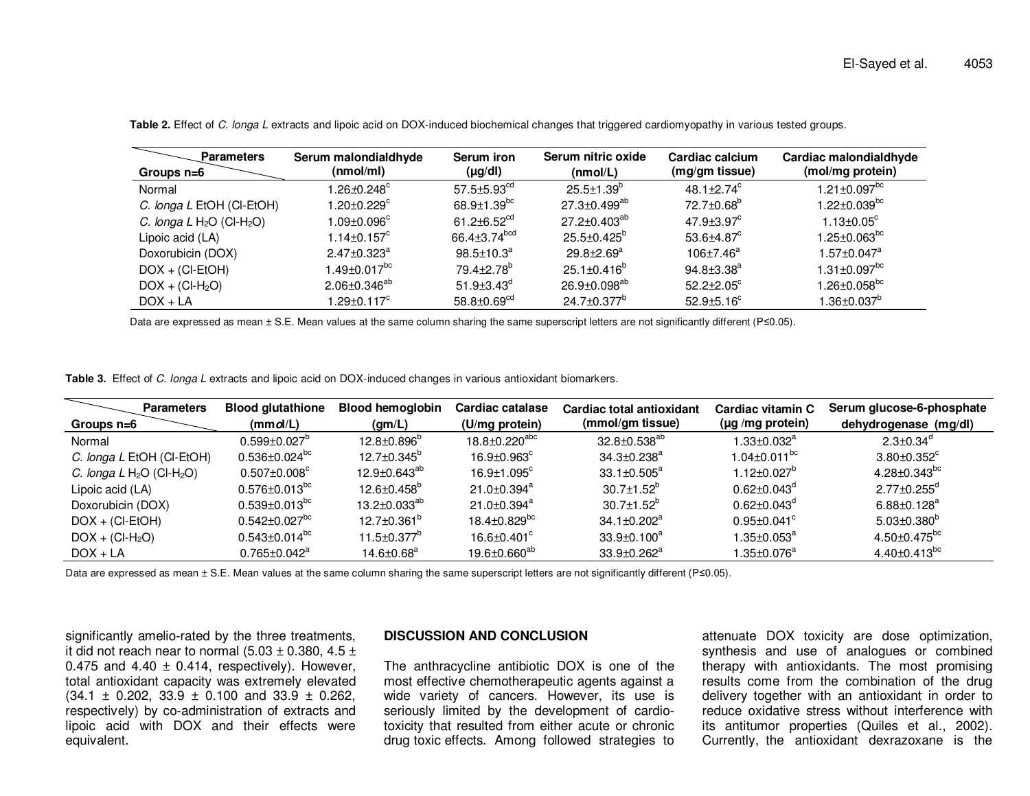**Table 2.** Effect of *C. longa L* extracts and lipoic acid on DOX-induced biochemical changes that triggered cardiomyopathy in various tested groups.

| Groups n=6 / Parameters | Serum malondialdhyde (nmol/ml) | Serum iron (µg/dl) | Serum nitric oxide (nmol/L) | Cardiac calcium (mg/gm tissue) | Cardiac malondialdhyde (mol/mg protein) |
|---|---|---|---|---|---|
| Normal | 1.26±0.248[c] | 57.5±5.93[cd] | 25.5±1.39[b] | 48.1±2.74[c] | 1.21±0.097[bc] |
| *C. longa L* EtOH (Cl-EtOH) | 1.20±0.229[c] | 68.9±1.39[bc] | 27.3±0.499[ab] | 72.7±0.68[b] | 1.22±0.039[bc] |
| *C. longa L* $H_2O$ (Cl-$H_2O$) | 1.09±0.096[c] | 61.2±6.52[cd] | 27.2±0.403[ab] | 47.9±3.97[c] | 1.13±0.05[c] |
| Lipoic acid (LA) | 1.14±0.157[c] | 66.4±3.74[bcd] | 25.5±0.425[b] | 53.6±4.87[c] | 1.25±0.063[bc] |
| Doxorubicin (DOX) | 2.47±0.323[a] | 98.5±10.3[a] | 29.8±2.69[a] | 106±7.46[a] | 1.57±0.047[a] |
| DOX + (Cl-EtOH) | 1.49±0.017[bc] | 79.4±2.78[b] | 25.1±0.416[b] | 94.8±3.38[a] | 1.31±0.097[bc] |
| DOX + (Cl-$H_2O$) | 2.06±0.346[ab] | 51.9±3.43[d] | 26.9±0.098[ab] | 52.2±2.05[c] | 1.26±0.058[bc] |
| DOX + LA | 1.29±0.117[c] | 58.8±0.69[cd] | 24.7±0.377[b] | 52.9±5.16[c] | 1.36±0.037[b] |

Data are expressed as mean ± S.E. Mean values at the same column sharing the same superscript letters are not significantly different (P≤0.05).

**Table 3.** Effect of *C. longa L* extracts and lipoic acid on DOX-induced changes in various antioxidant biomarkers.

| Groups n=6 / Parameters | Blood glutathione (mmol/L) | Blood hemoglobin (gm/L) | Cardiac catalase (U/mg protein) | Cardiac total antioxidant (mmol/gm tissue) | Cardiac vitamin C (µg /mg protein) | Serum glucose-6-phosphate dehydrogenase (mg/dl) |
|---|---|---|---|---|---|---|
| Normal | 0.599±0.027[b] | 12.8±0.896[b] | 18.8±0.220[abc] | 32.8±0.538[ab] | 1.33±0.032[a] | 2.3±0.34[d] |
| *C. longa L* EtOH (Cl-EtOH) | 0.536±0.024[bc] | 12.7±0.345[b] | 16.9±0.963[c] | 34.3±0.238[a] | 1.04±0.011[bc] | 3.80±0.352[c] |
| *C. longa L* $H_2O$ (Cl-$H_2O$) | 0.507±0.008[c] | 12.9±0.643[ab] | 16.9±1.095[c] | 33.1±0.505[a] | 1.12±0.027[b] | 4.28±0.343[bc] |
| Lipoic acid (LA) | 0.576±0.013[bc] | 12.6±0.458[b] | 21.0±0.394[a] | 30.7±1.52[b] | 0.62±0.043[d] | 2.77±0.255[d] |
| Doxorubicin (DOX) | 0.539±0.013[bc] | 13.2±0.033[ab] | 21.0±0.394[a] | 30.7±1.52[b] | 0.62±0.043[d] | 6.88±0.128[a] |
| DOX + (Cl-EtOH) | 0.542±0.027[bc] | 12.7±0.361[b] | 18.4±0.829[bc] | 34.1±0.202[a] | 0.95±0.041[c] | 5.03±0.380[b] |
| DOX + (Cl-$H_2O$) | 0.543±0.014[bc] | 11.5±0.377[b] | 16.6±0.401[c] | 33.9±0.100[a] | 1.35±0.053[a] | 4.50±0.475[bc] |
| DOX + LA | 0.765±0.042[a] | 14.6±0.68[a] | 19.6±0.660[ab] | 33.9±0.262[a] | 1.35±0.076[a] | 4.40±0.413[bc] |

Data are expressed as mean ± S.E. Mean values at the same column sharing the same superscript letters are not significantly different (P≤0.05).

significantly amelio-rated by the three treatments, it did not reach near to normal (5.03 ± 0.380, 4.5 ± 0.475 and 4.40 ± 0.414, respectively). However, total antioxidant capacity was extremely elevated (34.1 ± 0.202, 33.9 ± 0.100 and 33.9 ± 0.262, respectively) by co-administration of extracts and lipoic acid with DOX and their effects were equivalent.

## DISCUSSION AND CONCLUSION

The anthracycline antibiotic DOX is one of the most effective chemotherapeutic agents against a wide variety of cancers. However, its use is seriously limited by the development of cardio-toxicity that resulted from either acute or chronic drug toxic effects. Among followed strategies to attenuate DOX toxicity are dose optimization, synthesis and use of analogues or combined therapy with antioxidants. The most promising results come from the combination of the drug delivery together with an antioxidant in order to reduce oxidative stress without interference with its antitumor properties (Quiles et al., 2002). Currently, the antioxidant dexrazoxane is the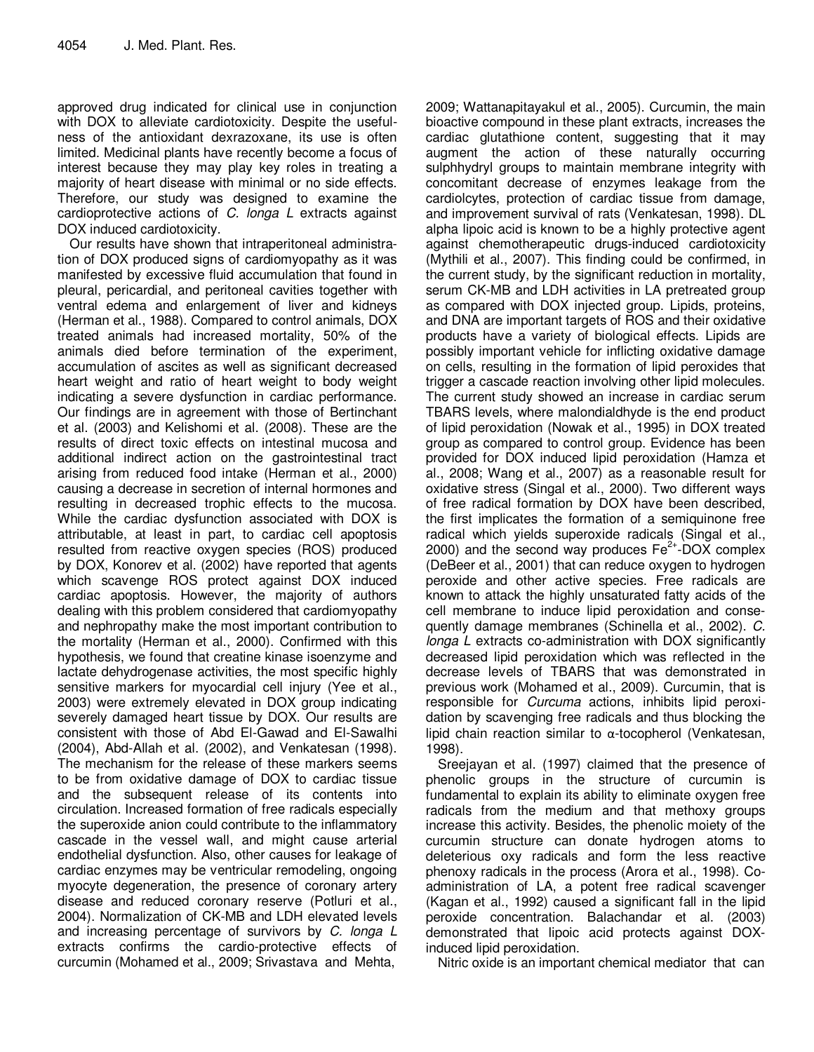approved drug indicated for clinical use in conjunction with DOX to alleviate cardiotoxicity. Despite the usefulness of the antioxidant dexrazoxane, its use is often limited. Medicinal plants have recently become a focus of interest because they may play key roles in treating a majority of heart disease with minimal or no side effects. Therefore, our study was designed to examine the cardioprotective actions of *C. longa L* extracts against DOX induced cardiotoxicity.

Our results have shown that intraperitoneal administration of DOX produced signs of cardiomyopathy as it was manifested by excessive fluid accumulation that found in pleural, pericardial, and peritoneal cavities together with ventral edema and enlargement of liver and kidneys (Herman et al., 1988). Compared to control animals, DOX treated animals had increased mortality, 50% of the animals died before termination of the experiment, accumulation of ascites as well as significant decreased heart weight and ratio of heart weight to body weight indicating a severe dysfunction in cardiac performance. Our findings are in agreement with those of Bertinchant et al. (2003) and Kelishomi et al. (2008). These are the results of direct toxic effects on intestinal mucosa and additional indirect action on the gastrointestinal tract arising from reduced food intake (Herman et al., 2000) causing a decrease in secretion of internal hormones and resulting in decreased trophic effects to the mucosa. While the cardiac dysfunction associated with DOX is attributable, at least in part, to cardiac cell apoptosis resulted from reactive oxygen species (ROS) produced by DOX, Konorev et al. (2002) have reported that agents which scavenge ROS protect against DOX induced cardiac apoptosis. However, the majority of authors dealing with this problem considered that cardiomyopathy and nephropathy make the most important contribution to the mortality (Herman et al., 2000). Confirmed with this hypothesis, we found that creatine kinase isoenzyme and lactate dehydrogenase activities, the most specific highly sensitive markers for myocardial cell injury (Yee et al., 2003) were extremely elevated in DOX group indicating severely damaged heart tissue by DOX. Our results are consistent with those of Abd El-Gawad and El-Sawalhi (2004), Abd-Allah et al. (2002), and Venkatesan (1998). The mechanism for the release of these markers seems to be from oxidative damage of DOX to cardiac tissue and the subsequent release of its contents into circulation. Increased formation of free radicals especially the superoxide anion could contribute to the inflammatory cascade in the vessel wall, and might cause arterial endothelial dysfunction. Also, other causes for leakage of cardiac enzymes may be ventricular remodeling, ongoing myocyte degeneration, the presence of coronary artery disease and reduced coronary reserve (Potluri et al., 2004). Normalization of CK-MB and LDH elevated levels and increasing percentage of survivors by *C. longa L* extracts confirms the cardio-protective effects of curcumin (Mohamed et al., 2009; Srivastava and Mehta, 2009; Wattanapitayakul et al., 2005). Curcumin, the main bioactive compound in these plant extracts, increases the cardiac glutathione content, suggesting that it may augment the action of these naturally occurring sulphhydryl groups to maintain membrane integrity with concomitant decrease of enzymes leakage from the cardiolcytes, protection of cardiac tissue from damage, and improvement survival of rats (Venkatesan, 1998). DL alpha lipoic acid is known to be a highly protective agent against chemotherapeutic drugs-induced cardiotoxicity (Mythili et al., 2007). This finding could be confirmed, in the current study, by the significant reduction in mortality, serum CK-MB and LDH activities in LA pretreated group as compared with DOX injected group. Lipids, proteins, and DNA are important targets of ROS and their oxidative products have a variety of biological effects. Lipids are possibly important vehicle for inflicting oxidative damage on cells, resulting in the formation of lipid peroxides that trigger a cascade reaction involving other lipid molecules. The current study showed an increase in cardiac serum TBARS levels, where malondialdhyde is the end product of lipid peroxidation (Nowak et al., 1995) in DOX treated group as compared to control group. Evidence has been provided for DOX induced lipid peroxidation (Hamza et al., 2008; Wang et al., 2007) as a reasonable result for oxidative stress (Singal et al., 2000). Two different ways of free radical formation by DOX have been described, the first implicates the formation of a semiquinone free radical which yields superoxide radicals (Singal et al., 2000) and the second way produces $Fe^{2+}$-DOX complex (DeBeer et al., 2001) that can reduce oxygen to hydrogen peroxide and other active species. Free radicals are known to attack the highly unsaturated fatty acids of the cell membrane to induce lipid peroxidation and consequently damage membranes (Schinella et al., 2002). *C. longa L* extracts co-administration with DOX significantly decreased lipid peroxidation which was reflected in the decrease levels of TBARS that was demonstrated in previous work (Mohamed et al., 2009). Curcumin, that is responsible for *Curcuma* actions, inhibits lipid peroxidation by scavenging free radicals and thus blocking the lipid chain reaction similar to α-tocopherol (Venkatesan, 1998).

Sreejayan et al. (1997) claimed that the presence of phenolic groups in the structure of curcumin is fundamental to explain its ability to eliminate oxygen free radicals from the medium and that methoxy groups increase this activity. Besides, the phenolic moiety of the curcumin structure can donate hydrogen atoms to deleterious oxy radicals and form the less reactive phenoxy radicals in the process (Arora et al., 1998). Co-administration of LA, a potent free radical scavenger (Kagan et al., 1992) caused a significant fall in the lipid peroxide concentration. Balachandar et al. (2003) demonstrated that lipoic acid protects against DOX-induced lipid peroxidation.

Nitric oxide is an important chemical mediator that can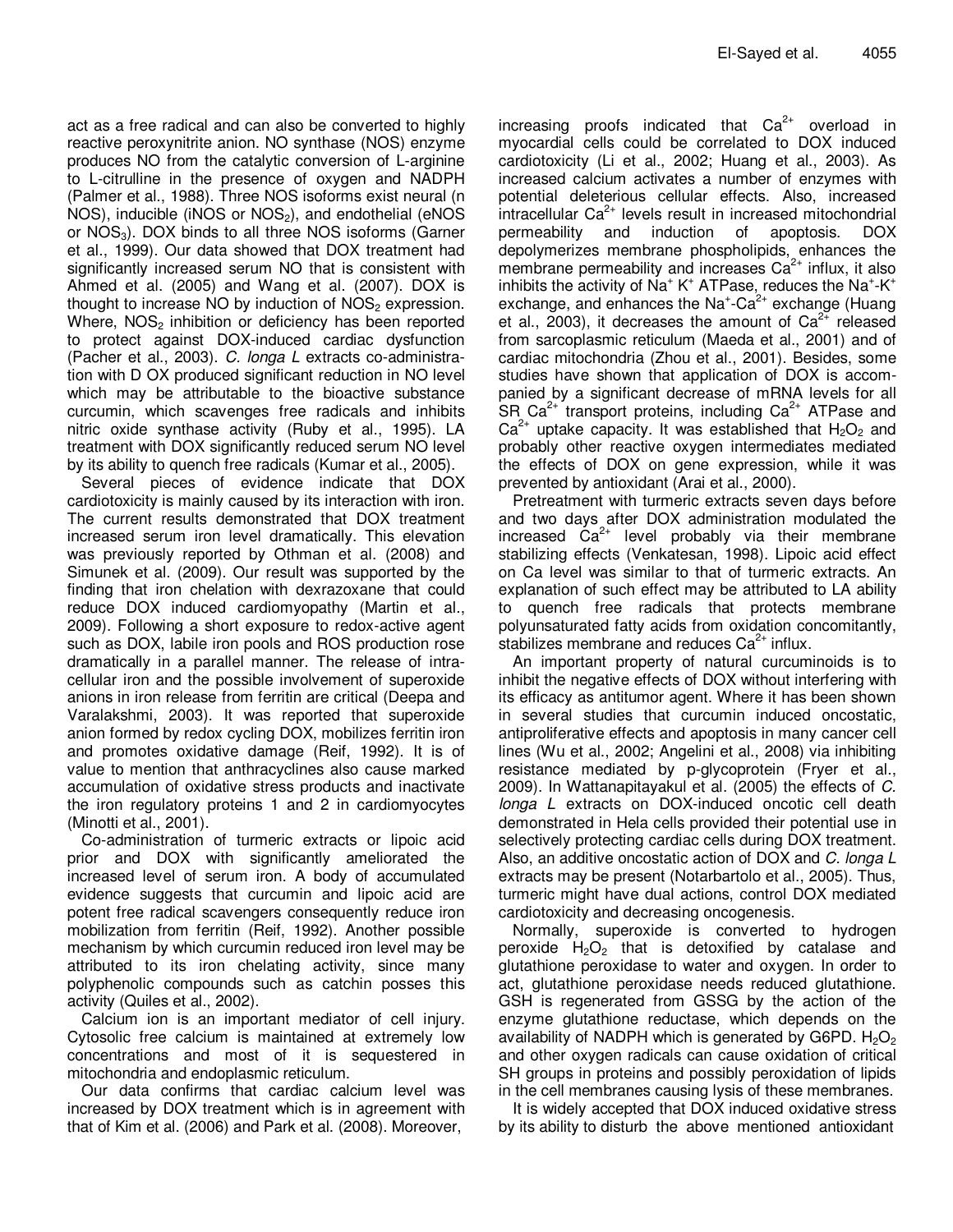act as a free radical and can also be converted to highly reactive peroxynitrite anion. NO synthase (NOS) enzyme produces NO from the catalytic conversion of L-arginine to L-citrulline in the presence of oxygen and NADPH (Palmer et al., 1988). Three NOS isoforms exist neural (n NOS), inducible (iNOS or $NOS_2$), and endothelial (eNOS or $NOS_3$). DOX binds to all three NOS isoforms (Garner et al., 1999). Our data showed that DOX treatment had significantly increased serum NO that is consistent with Ahmed et al. (2005) and Wang et al. (2007). DOX is thought to increase NO by induction of $NOS_2$ expression. Where, $NOS_2$ inhibition or deficiency has been reported to protect against DOX-induced cardiac dysfunction (Pacher et al., 2003). *C. longa L* extracts co-administration with D OX produced significant reduction in NO level which may be attributable to the bioactive substance curcumin, which scavenges free radicals and inhibits nitric oxide synthase activity (Ruby et al., 1995). LA treatment with DOX significantly reduced serum NO level by its ability to quench free radicals (Kumar et al., 2005).

Several pieces of evidence indicate that DOX cardiotoxicity is mainly caused by its interaction with iron. The current results demonstrated that DOX treatment increased serum iron level dramatically. This elevation was previously reported by Othman et al. (2008) and Simunek et al. (2009). Our result was supported by the finding that iron chelation with dexrazoxane that could reduce DOX induced cardiomyopathy (Martin et al., 2009). Following a short exposure to redox-active agent such as DOX, labile iron pools and ROS production rose dramatically in a parallel manner. The release of intracellular iron and the possible involvement of superoxide anions in iron release from ferritin are critical (Deepa and Varalakshmi, 2003). It was reported that superoxide anion formed by redox cycling DOX, mobilizes ferritin iron and promotes oxidative damage (Reif, 1992). It is of value to mention that anthracyclines also cause marked accumulation of oxidative stress products and inactivate the iron regulatory proteins 1 and 2 in cardiomyocytes (Minotti et al., 2001).

Co-administration of turmeric extracts or lipoic acid prior and DOX with significantly ameliorated the increased level of serum iron. A body of accumulated evidence suggests that curcumin and lipoic acid are potent free radical scavengers consequently reduce iron mobilization from ferritin (Reif, 1992). Another possible mechanism by which curcumin reduced iron level may be attributed to its iron chelating activity, since many polyphenolic compounds such as catchin posses this activity (Quiles et al., 2002).

Calcium ion is an important mediator of cell injury. Cytosolic free calcium is maintained at extremely low concentrations and most of it is sequestered in mitochondria and endoplasmic reticulum.

Our data confirms that cardiac calcium level was increased by DOX treatment which is in agreement with that of Kim et al. (2006) and Park et al. (2008). Moreover, increasing proofs indicated that $Ca^{2+}$ overload in myocardial cells could be correlated to DOX induced cardiotoxicity (Li et al., 2002; Huang et al., 2003). As increased calcium activates a number of enzymes with potential deleterious cellular effects. Also, increased intracellular $Ca^{2+}$ levels result in increased mitochondrial permeability and induction of apoptosis. DOX depolymerizes membrane phospholipids, enhances the membrane permeability and increases $Ca^{2+}$ influx, it also inhibits the activity of $Na^{+}$ $K^{+}$ ATPase, reduces the $Na^{+}$-$K^{+}$ exchange, and enhances the $Na^{+}$-$Ca^{2+}$ exchange (Huang et al., 2003), it decreases the amount of $Ca^{2+}$ released from sarcoplasmic reticulum (Maeda et al., 2001) and of cardiac mitochondria (Zhou et al., 2001). Besides, some studies have shown that application of DOX is accompanied by a significant decrease of mRNA levels for all SR $Ca^{2+}$ transport proteins, including $Ca^{2+}$ ATPase and $Ca^{2+}$ uptake capacity. It was established that $H_2O_2$ and probably other reactive oxygen intermediates mediated the effects of DOX on gene expression, while it was prevented by antioxidant (Arai et al., 2000).

Pretreatment with turmeric extracts seven days before and two days after DOX administration modulated the increased $Ca^{2+}$ level probably via their membrane stabilizing effects (Venkatesan, 1998). Lipoic acid effect on Ca level was similar to that of turmeric extracts. An explanation of such effect may be attributed to LA ability to quench free radicals that protects membrane polyunsaturated fatty acids from oxidation concomitantly, stabilizes membrane and reduces $Ca^{2+}$ influx.

An important property of natural curcuminoids is to inhibit the negative effects of DOX without interfering with its efficacy as antitumor agent. Where it has been shown in several studies that curcumin induced oncostatic, antiproliferative effects and apoptosis in many cancer cell lines (Wu et al., 2002; Angelini et al., 2008) via inhibiting resistance mediated by p-glycoprotein (Fryer et al., 2009). In Wattanapitayakul et al. (2005) the effects of *C. longa L* extracts on DOX-induced oncotic cell death demonstrated in Hela cells provided their potential use in selectively protecting cardiac cells during DOX treatment. Also, an additive oncostatic action of DOX and *C. longa L* extracts may be present (Notarbartolo et al., 2005). Thus, turmeric might have dual actions, control DOX mediated cardiotoxicity and decreasing oncogenesis.

Normally, superoxide is converted to hydrogen peroxide $H_2O_2$ that is detoxified by catalase and glutathione peroxidase to water and oxygen. In order to act, glutathione peroxidase needs reduced glutathione. GSH is regenerated from GSSG by the action of the enzyme glutathione reductase, which depends on the availability of NADPH which is generated by G6PD. $H_2O_2$ and other oxygen radicals can cause oxidation of critical SH groups in proteins and possibly peroxidation of lipids in the cell membranes causing lysis of these membranes.

It is widely accepted that DOX induced oxidative stress by its ability to disturb the above mentioned antioxidant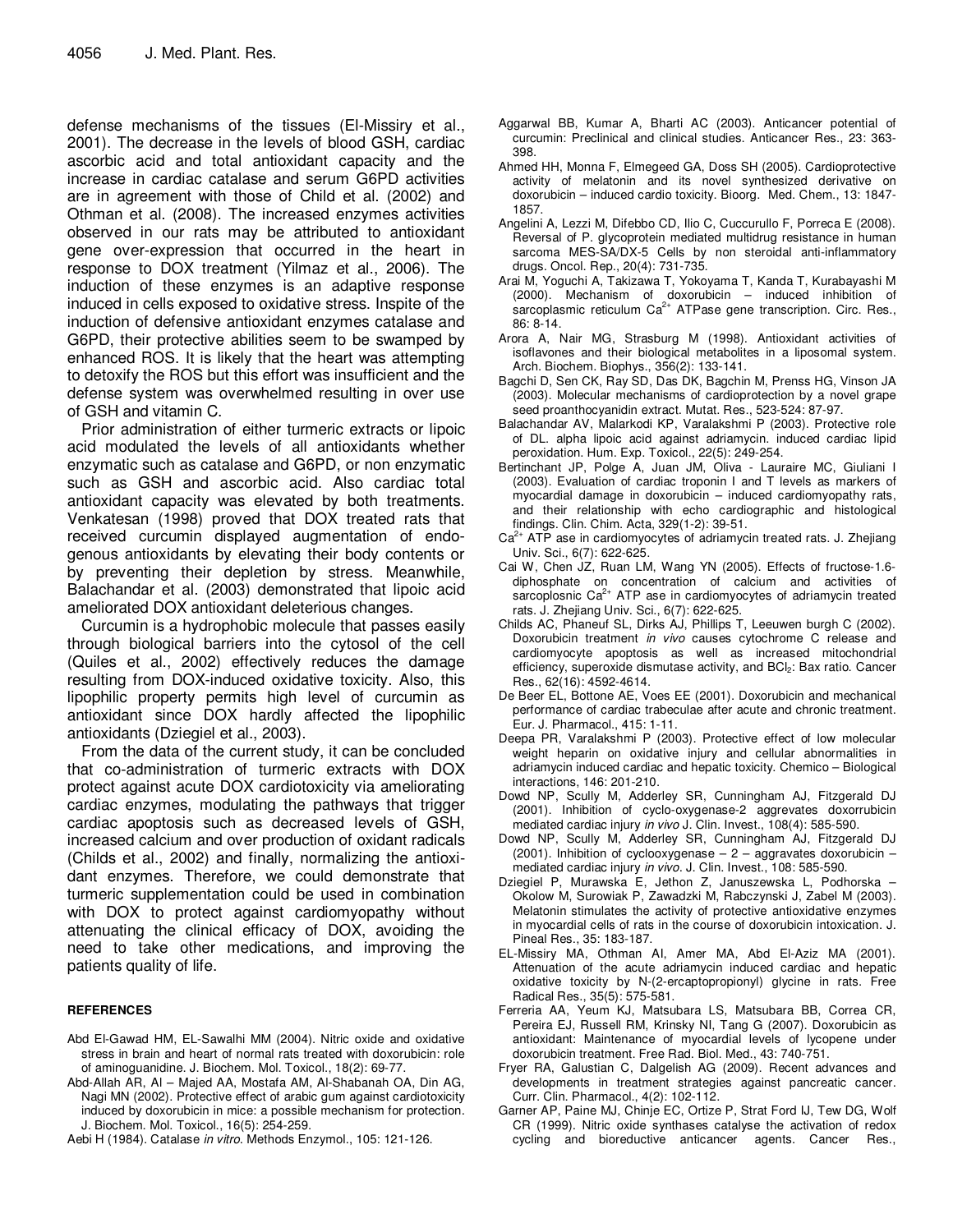defense mechanisms of the tissues (El-Missiry et al., 2001). The decrease in the levels of blood GSH, cardiac ascorbic acid and total antioxidant capacity and the increase in cardiac catalase and serum G6PD activities are in agreement with those of Child et al. (2002) and Othman et al. (2008). The increased enzymes activities observed in our rats may be attributed to antioxidant gene over-expression that occurred in the heart in response to DOX treatment (Yilmaz et al., 2006). The induction of these enzymes is an adaptive response induced in cells exposed to oxidative stress. Inspite of the induction of defensive antioxidant enzymes catalase and G6PD, their protective abilities seem to be swamped by enhanced ROS. It is likely that the heart was attempting to detoxify the ROS but this effort was insufficient and the defense system was overwhelmed resulting in over use of GSH and vitamin C.

Prior administration of either turmeric extracts or lipoic acid modulated the levels of all antioxidants whether enzymatic such as catalase and G6PD, or non enzymatic such as GSH and ascorbic acid. Also cardiac total antioxidant capacity was elevated by both treatments. Venkatesan (1998) proved that DOX treated rats that received curcumin displayed augmentation of endogenous antioxidants by elevating their body contents or by preventing their depletion by stress. Meanwhile, Balachandar et al. (2003) demonstrated that lipoic acid ameliorated DOX antioxidant deleterious changes.

Curcumin is a hydrophobic molecule that passes easily through biological barriers into the cytosol of the cell (Quiles et al., 2002) effectively reduces the damage resulting from DOX-induced oxidative toxicity. Also, this lipophilic property permits high level of curcumin as antioxidant since DOX hardly affected the lipophilic antioxidants (Dziegiel et al., 2003).

From the data of the current study, it can be concluded that co-administration of turmeric extracts with DOX protect against acute DOX cardiotoxicity via ameliorating cardiac enzymes, modulating the pathways that trigger cardiac apoptosis such as decreased levels of GSH, increased calcium and over production of oxidant radicals (Childs et al., 2002) and finally, normalizing the antioxidant enzymes. Therefore, we could demonstrate that turmeric supplementation could be used in combination with DOX to protect against cardiomyopathy without attenuating the clinical efficacy of DOX, avoiding the need to take other medications, and improving the patients quality of life.

## REFERENCES

Abd El-Gawad HM, EL-Sawalhi MM (2004). Nitric oxide and oxidative stress in brain and heart of normal rats treated with doxorubicin: role of aminoguanidine. J. Biochem. Mol. Toxicol., 18(2): 69-77.

Abd-Allah AR, Al – Majed AA, Mostafa AM, Al-Shabanah OA, Din AG, Nagi MN (2002). Protective effect of arabic gum against cardiotoxicity induced by doxorubicin in mice: a possible mechanism for protection. J. Biochem. Mol. Toxicol., 16(5): 254-259.

Aebi H (1984). Catalase *in vitro*. Methods Enzymol., 105: 121-126.

Aggarwal BB, Kumar A, Bharti AC (2003). Anticancer potential of curcumin: Preclinical and clinical studies. Anticancer Res., 23: 363-398.

Ahmed HH, Monna F, Elmegeed GA, Doss SH (2005). Cardioprotective activity of melatonin and its novel synthesized derivative on doxorubicin – induced cardio toxicity. Bioorg. Med. Chem., 13: 1847-1857.

Angelini A, Lezzi M, Difebbo CD, Ilio C, Cuccurullo F, Porreca E (2008). Reversal of P. glycoprotein mediated multidrug resistance in human sarcoma MES-SA/DX-5 Cells by non steroidal anti-inflammatory drugs. Oncol. Rep., 20(4): 731-735.

Arai M, Yoguchi A, Takizawa T, Yokoyama T, Kanda T, Kurabayashi M (2000). Mechanism of doxorubicin – induced inhibition of sarcoplasmic reticulum $Ca^{2+}$ ATPase gene transcription. Circ. Res., 86: 8-14.

Arora A, Nair MG, Strasburg M (1998). Antioxidant activities of isoflavones and their biological metabolites in a liposomal system. Arch. Biochem. Biophys., 356(2): 133-141.

Bagchi D, Sen CK, Ray SD, Das DK, Bagchin M, Prenss HG, Vinson JA (2003). Molecular mechanisms of cardioprotection by a novel grape seed proanthocyanidin extract. Mutat. Res., 523-524: 87-97.

Balachandar AV, Malarkodi KP, Varalakshmi P (2003). Protective role of DL. alpha lipoic acid against adriamycin. induced cardiac lipid peroxidation. Hum. Exp. Toxicol., 22(5): 249-254.

Bertinchant JP, Polge A, Juan JM, Oliva - Lauraire MC, Giuliani I (2003). Evaluation of cardiac troponin I and T levels as markers of myocardial damage in doxorubicin – induced cardiomyopathy rats, and their relationship with echo cardiographic and histological findings. Clin. Chim. Acta, 329(1-2): 39-51.

$Ca^{2+}$ ATP ase in cardiomyocytes of adriamycin treated rats. J. Zhejiang Univ. Sci., 6(7): 622-625.

Cai W, Chen JZ, Ruan LM, Wang YN (2005). Effects of fructose-1.6-diphosphate on concentration of calcium and activities of sarcoplosnic $Ca^{2+}$ ATP ase in cardiomyocytes of adriamycin treated rats. J. Zhejiang Univ. Sci., 6(7): 622-625.

Childs AC, Phaneuf SL, Dirks AJ, Phillips T, Leeuwen burgh C (2002). Doxorubicin treatment *in vivo* causes cytochrome C release and cardiomyocyte apoptosis as well as increased mitochondrial efficiency, superoxide dismutase activity, and $BCl_2$: Bax ratio. Cancer Res., 62(16): 4592-4614.

De Beer EL, Bottone AE, Voes EE (2001). Doxorubicin and mechanical performance of cardiac trabeculae after acute and chronic treatment. Eur. J. Pharmacol., 415: 1-11.

Deepa PR, Varalakshmi P (2003). Protective effect of low molecular weight heparin on oxidative injury and cellular abnormalities in adriamycin induced cardiac and hepatic toxicity. Chemico – Biological interactions, 146: 201-210.

Dowd NP, Scully M, Adderley SR, Cunningham AJ, Fitzgerald DJ (2001). Inhibition of cyclo-oxygenase-2 aggrevates doxorrubicin mediated cardiac injury *in vivo* J. Clin. Invest., 108(4): 585-590.

Dowd NP, Scully M, Adderley SR, Cunningham AJ, Fitzgerald DJ (2001). Inhibition of cyclooxygenase – 2 – aggravates doxorubicin – mediated cardiac injury *in vivo*. J. Clin. Invest., 108: 585-590.

Dziegiel P, Murawska E, Jethon Z, Januszewska L, Podhorska – Okolow M, Surowiak P, Zawadzki M, Rabczynski J, Zabel M (2003). Melatonin stimulates the activity of protective antioxidative enzymes in myocardial cells of rats in the course of doxorubicin intoxication. J. Pineal Res., 35: 183-187.

EL-Missiry MA, Othman AI, Amer MA, Abd El-Aziz MA (2001). Attenuation of the acute adriamycin induced cardiac and hepatic oxidative toxicity by N-(2-ercaptopropionyl) glycine in rats. Free Radical Res., 35(5): 575-581.

Ferreria AA, Yeum KJ, Matsubara LS, Matsubara BB, Correa CR, Pereira EJ, Russell RM, Krinsky NI, Tang G (2007). Doxorubicin as antioxidant: Maintenance of myocardial levels of lycopene under doxorubicin treatment. Free Rad. Biol. Med., 43: 740-751.

Fryer RA, Galustian C, Dalgelish AG (2009). Recent advances and developments in treatment strategies against pancreatic cancer. Curr. Clin. Pharmacol., 4(2): 102-112.

Garner AP, Paine MJ, Chinje EC, Ortize P, Strat Ford IJ, Tew DG, Wolf CR (1999). Nitric oxide synthases catalyse the activation of redox cycling and bioreductive anticancer agents. Cancer Res.,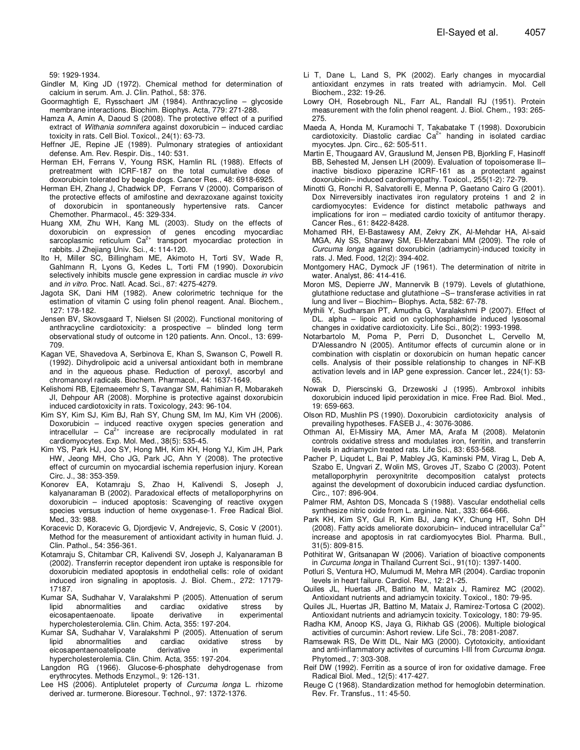59: 1929-1934.

Gindler M, King JD (1972). Chemical method for determination of calcium in serum. Am. J. Clin. Pathol., 58: 376.

Goormaghtigh E, Rysschaert JM (1984). Anthracycline – glycoside membrane interactions. Biochim. Biophys. Acta, 779: 271-288.

Hamza A, Amin A, Daoud S (2008). The protective effect of a purified extract of *Withania somnifera* against doxorubicin – induced cardiac toxicity in rats. Cell Biol. Toxicol., 24(1): 63-73.

Heffner JE, Repine JE (1989). Pulmonary strategies of antioxidant defense. Am. Rev. Respir. Dis., 140: 531.

Herman EH, Ferrans V, Young RSK, Hamlin RL (1988). Effects of pretreatment with ICRF-187 on the total cumulative dose of doxorubicin tolerated by beagle dogs. Cancer Res., 48: 6918-6925.

Herman EH, Zhang J, Chadwick DP, Ferrans V (2000). Comparison of the protective effects of amifostine and dexrazoxane against toxicity of doxorubicin in spontaneously hypertensive rats. Cancer Chemother. Pharmacol., 45: 329-334.

Huang XM, Zhu WH, Kang ML (2003). Study on the effects of doxorubicin on expression of genes encoding myocardiac sarcoplasmic reticulum $Ca^{2+}$ transport myocardiac protection in rabbits. J Zhejiang Univ. Sci., 4: 114-120.

Ito H, Miller SC, Billingham ME, Akimoto H, Torti SV, Wade R, Gahlmann R, Lyons G, Kedes L, Torti FM (1990). Doxorubicin selectively inhibits muscle gene expression in cardiac muscle *in vivo* and *in vitro*. Proc. Natl. Acad. Sci., 87: 4275-4279.

Jagota SK, Dani HM (1982). Anew colorimetric technique for the estimation of vitamin C using folin phenol reagent. Anal. Biochem., 127: 178-182.

Jensen BV, Skovsgaard T, Nielsen SI (2002). Functional monitoring of anthracycline cardiotoxicity: a prospective – blinded long term observational study of outcome in 120 patients. Ann. Oncol., 13: 699-709.

Kagan VE, Shavedova A, Serbinova E, Khan S, Swanson C, Powell R. (1992). Dihydrolipoic acid a universal antioxidant both in membrane and in the aqueous phase. Reduction of peroxyl, ascorbyl and chromanoxyl radicals. Biochem. Pharmacol., 44: 1637-1649.

Kelishomi RB, Ejtemaeemehr S, Tavangar SM, Rahimian R, Mobarakeh JI, Dehpour AR (2008). Morphine is protective against doxorubicin induced cardiotoxicity in rats. Toxicology, 243: 96-104.

Kim SY, Kim SJ, Kim BJ, Rah SY, Chung SM, Im MJ, Kim VH (2006). Doxorubicin – induced reactive oxygen species generation and intracellular – $Ca^{2+}$ increase are reciprocally modulated in rat cardiomyocytes. Exp. Mol. Med., 38(5): 535-45.

Kim YS, Park HJ, Joo SY, Hong MH, Kim KH, Hong YJ, Kim JH, Park HW, Jeong MH, Cho JG, Park JC, Ahn Y (2008). The protective effect of curcumin on myocardial ischemia reperfusion injury. Korean Circ. J., 38: 353-359.

Konorev EA, Kotamraju S, Zhao H, Kalivendi S, Joseph J, kalyanaraman B (2002). Paradoxical effects of metalloporphyrins on doxorubicin – induced apoptosis: Scavenging of reactive oxygen species versus induction of heme oxygenase-1. Free Radical Biol. Med., 33: 988.

Koracevic D, Koracevic G, Djordjevic V, Andrejevic, S, Cosic V (2001). Method for the measurement of antioxidant activity in human fluid. J. Clin. Pathol., 54: 356-361.

Kotamraju S, Chitambar CR, Kalivendi SV, Joseph J, Kalyanaraman B (2002). Transferrin receptor dependent iron uptake is responsible for doxorubicin mediated apoptosis in endothelial cells: role of oxidant induced iron signaling in apoptosis. J. Biol. Chem., 272: 17179-17187.

Kumar SA, Sudhahar V, Varalakshmi P (2005). Attenuation of serum lipid abnormalities and cardiac oxidative stress by eicosapentaenoate. lipoate derivative in experimental hypercholesterolemia. Clin. Chim. Acta, 355: 197-204.

Kumar SA, Sudhahar V, Varalakshmi P (2005). Attenuation of serum lipid abnormalities and cardiac oxidative stress by eicosapentaenoatelipoate derivative in experimental hypercholesterolemia. Clin. Chim. Acta, 355: 197-204.

Langdon RG (1966). Glucose-6-phosphate dehydrogenase from erythrocytes. Methods Enzymol., 9: 126-131.

Lee HS (2006). Antiplutelet property of *Curcuma longa* L. rhizome derived ar. turmerone. Bioresour. Technol., 97: 1372-1376.

Li T, Dane L, Land S, PK (2002). Early changes in myocardial antioxidant enzymes in rats treated with adriamycin. Mol. Cell Biochem., 232: 19-26.

Lowry OH, Rosebrough NL, Farr AL, Randall RJ (1951). Protein measurement with the folin phenol reagent. J. Biol. Chem., 193: 265-275.

Maeda A, Honda M, Kuramochi T, Takabatake T (1998). Doxorubicin cardiotoxicity. Diastolic cardiac $Ca^{2+}$ handing in isolated cardiac myocytes. Jpn. Circ., 62: 505-511.

Martin E, Thougaard AV, Grauslund M, Jensen PB, Bjorkling F, Hasinoff BB, Sehested M, Jensen LH (2009). Evaluation of topoisomerase II–inactive bisdioxo piperazine ICRF-161 as a protectant against doxorubicin– induced cardiomyopathy. Toxicol., 255(1-2): 72-79.

Minotti G, Ronchi R, Salvatorelli E, Menna P, Gaetano Cairo G (2001). Dox Nirreversibly inactivates iron regulatory proteins 1 and 2 in cardiomyocytes: Evidence for distinct metabolic pathways and implications for iron – mediated cardio toxicity of antitumor therapy. Cancer Res., 61: 8422-8428.

Mohamed RH, El-Bastawesy AM, Zekry ZK, Al-Mehdar HA, Al-said MGA, Aly SS, Sharawy SM, El-Merzabani MM (2009). The role of *Curcuma longa* against doxorubicin (adriamycin)-induced toxicity in rats. J. Med. Food, 12(2): 394-402.

Montgomery HAC, Dymock JF (1961). The determination of nitrite in water. Analyst, 86: 414-416.

Moron MS, Depierre JW, Mannervik B (1979). Levels of glutathione, glutathione reductase and glutathione –S– transferase activities in rat lung and liver – Biochim– Biophys. Acta, 582: 67-78.

Mythili Y, Sudharsan PT, Amudha G, Varalakshmi P (2007). Effect of DL. alpha – lipoic acid on cyclophosphamide induced lysosomal changes in oxidative cardiotoxicity. Life Sci., 80(2): 1993-1998.

Notarbartolo M, Poma P, Perri D, Dusonchet L, Cervello M, D'Alessandro N (2005). Antitumor effects of curcumin alone or in combination with cisplatin or doxorubicin on human hepatic cancer cells. Analysis of their possible relationship to changes in NF-KB activation levels and in IAP gene expression. Cancer let., 224(1): 53-65.

Nowak D, Pierscinski G, Drzewoski J (1995). Ambroxol inhibits doxorubicin induced lipid peroxidation in mice. Free Rad. Biol. Med., 19: 659-663.

Olson RD, Mushlin PS (1990). Doxorubicin cardiotoxicity analysis of prevailing hypotheses. FASEB J., 4: 3076-3086.

Othman AI, El-Missiry MA, Amer MA, Arafa M (2008). Melatonin controls oxidative stress and modulates iron, ferritin, and transferrin levels in adriamycin treated rats. Life Sci., 83: 653-568.

Pacher P, Liqudet L, Bai P, Mabley JG, Kaminski PM, Virag L, Deb A, Szabo E, Ungvari Z, Wolin MS, Groves JT, Szabo C (2003). Potent metalloporphyrin peroxynitrite decomposition catalyst protects against the development of doxorubicin induced cardiac dysfunction. Circ., 107: 896-904.

Palmer RM, Ashton DS, Moncada S (1988). Vascular endothelial cells synthesize nitric oxide from L. arginine. Nat., 333: 664-666.

Park KH, Kim SY, Gul R, Kim BJ, Jang KY, Chung HT, Sohn DH (2008). Fatty acids ameliorate doxorubicin– induced intracellular $Ca^{2+}$ increase and apoptosis in rat cardiomyocytes Biol. Pharma. Bull., 31(5): 809-815.

Pothitirat W, Gritsanapan W (2006). Variation of bioactive components in *Curcuma longa* in Thailand Current Sci., 91(10): 1397-1400.

Potluri S, Ventura HO, Mulumudi M, Mehra MR (2004). Cardiac troponin levels in heart failure. Cardiol. Rev., 12: 21-25.

Quiles JL, Huertas JR, Battino M, Mataix J, Ramirez MC (2002). Antioxidant nutrients and adriamycin toxicity. Toxicol., 180: 79-95.

Quiles JL, Huertas JR, Battino M, Mataix J, Ramirez-Tortosa C (2002). Antioxidant nutrients and adriamycin toxicity. Toxicology, 180: 79-95.

Radha KM, Anoop KS, Jaya G, Rikhab GS (2006). Multiple biological activities of curcumin: Ashort review. Life Sci., 78: 2081-2087.

Ramsewak RS, De Witt DL, Nair MG (2000). Cytotoxicity, antioxidant and anti-inflammatory activites of curcumins I-III from *Curcuma longa*. Phytomed., 7: 303-308.

Reif DW (1992). Ferritin as a source of iron for oxidative damage. Free Radical Biol. Med., 12(5): 417-427.

Reuge C (1968). Standardization method for hemoglobin determination. Rev. Fr. Transfus., 11: 45-50.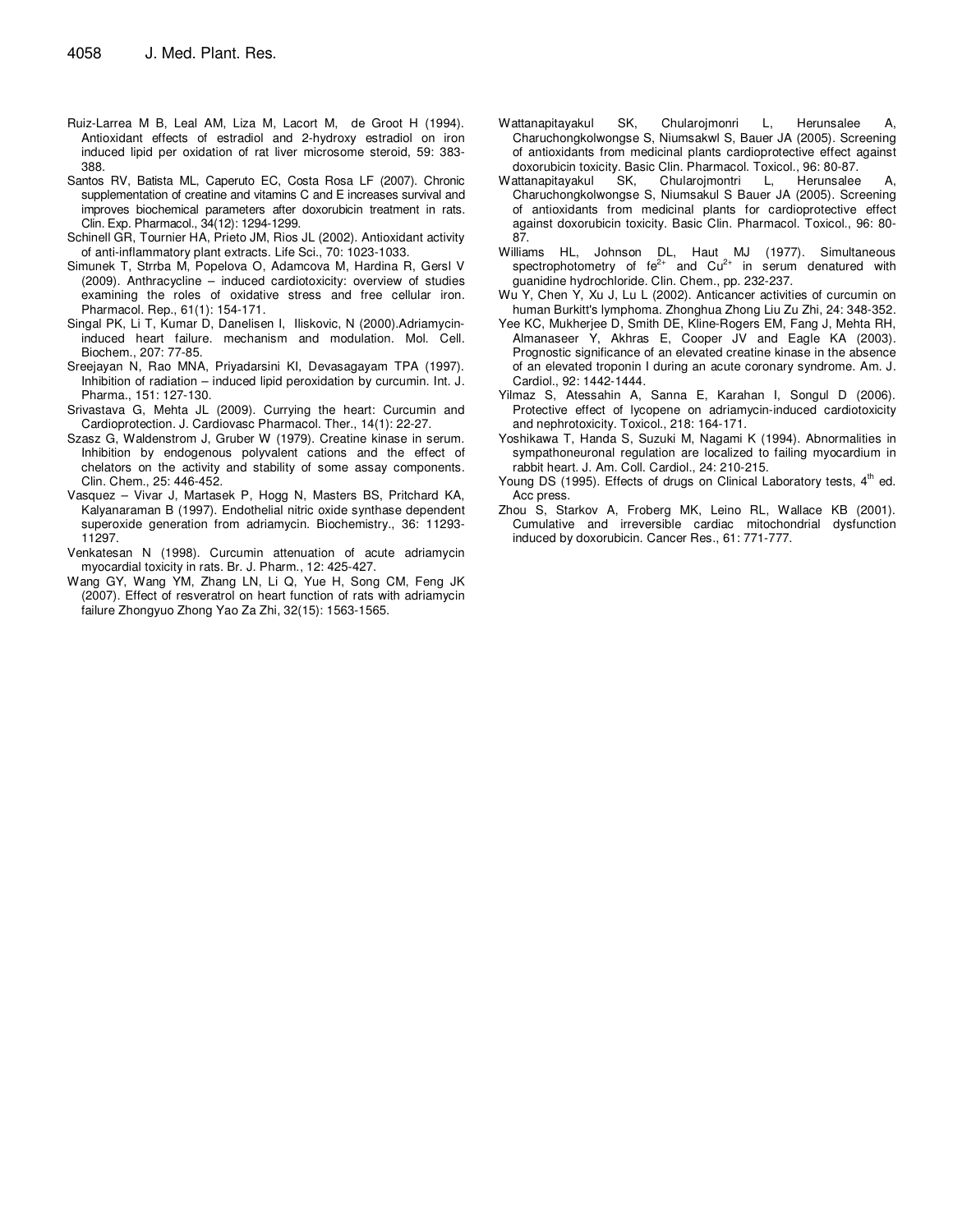Ruiz-Larrea M B, Leal AM, Liza M, Lacort M, de Groot H (1994). Antioxidant effects of estradiol and 2-hydroxy estradiol on iron induced lipid per oxidation of rat liver microsome steroid, 59: 383-388.

Santos RV, Batista ML, Caperuto EC, Costa Rosa LF (2007). Chronic supplementation of creatine and vitamins C and E increases survival and improves biochemical parameters after doxorubicin treatment in rats. Clin. Exp. Pharmacol., 34(12): 1294-1299.

Schinell GR, Tournier HA, Prieto JM, Rios JL (2002). Antioxidant activity of anti-inflammatory plant extracts. Life Sci., 70: 1023-1033.

Simunek T, Strrba M, Popelova O, Adamcova M, Hardina R, Gersl V (2009). Anthracycline – induced cardiotoxicity: overview of studies examining the roles of oxidative stress and free cellular iron. Pharmacol. Rep., 61(1): 154-171.

Singal PK, Li T, Kumar D, Danelisen I, Iliskovic, N (2000).Adriamycin-induced heart failure. mechanism and modulation. Mol. Cell. Biochem., 207: 77-85.

Sreejayan N, Rao MNA, Priyadarsini KI, Devasagayam TPA (1997). Inhibition of radiation – induced lipid peroxidation by curcumin. Int. J. Pharma., 151: 127-130.

Srivastava G, Mehta JL (2009). Currying the heart: Curcumin and Cardioprotection. J. Cardiovasc Pharmacol. Ther., 14(1): 22-27.

Szasz G, Waldenstrom J, Gruber W (1979). Creatine kinase in serum. Inhibition by endogenous polyvalent cations and the effect of chelators on the activity and stability of some assay components. Clin. Chem., 25: 446-452.

Vasquez – Vivar J, Martasek P, Hogg N, Masters BS, Pritchard KA, Kalyanaraman B (1997). Endothelial nitric oxide synthase dependent superoxide generation from adriamycin. Biochemistry., 36: 11293-11297.

Venkatesan N (1998). Curcumin attenuation of acute adriamycin myocardial toxicity in rats. Br. J. Pharm., 12: 425-427.

Wang GY, Wang YM, Zhang LN, Li Q, Yue H, Song CM, Feng JK (2007). Effect of resveratrol on heart function of rats with adriamycin failure Zhongyuo Zhong Yao Za Zhi, 32(15): 1563-1565.

Wattanapitayakul SK, Chularojmonri L, Herunsalee A, Charuchongkolwongse S, Niumsakwl S, Bauer JA (2005). Screening of antioxidants from medicinal plants cardioprotective effect against doxorubicin toxicity. Basic Clin. Pharmacol. Toxicol., 96: 80-87.

Wattanapitayakul SK, Chularojmontri L, Herunsalee A, Charuchongkolwongse S, Niumsakul S Bauer JA (2005). Screening of antioxidants from medicinal plants for cardioprotective effect against doxorubicin toxicity. Basic Clin. Pharmacol. Toxicol., 96: 80-87.

Williams HL, Johnson DL, Haut MJ (1977). Simultaneous spectrophotometry of $fe^{2+}$ and $Cu^{2+}$ in serum denatured with guanidine hydrochloride. Clin. Chem., pp. 232-237.

Wu Y, Chen Y, Xu J, Lu L (2002). Anticancer activities of curcumin on human Burkitt's lymphoma. Zhonghua Zhong Liu Zu Zhi, 24: 348-352.

Yee KC, Mukherjee D, Smith DE, Kline-Rogers EM, Fang J, Mehta RH, Almanaseer Y, Akhras E, Cooper JV and Eagle KA (2003). Prognostic significance of an elevated creatine kinase in the absence of an elevated troponin I during an acute coronary syndrome. Am. J. Cardiol., 92: 1442-1444.

Yilmaz S, Atessahin A, Sanna E, Karahan I, Songul D (2006). Protective effect of lycopene on adriamycin-induced cardiotoxicity and nephrotoxicity. Toxicol., 218: 164-171.

Yoshikawa T, Handa S, Suzuki M, Nagami K (1994). Abnormalities in sympathoneuronal regulation are localized to failing myocardium in rabbit heart. J. Am. Coll. Cardiol., 24: 210-215.

Young DS (1995). Effects of drugs on Clinical Laboratory tests, 4th ed. Acc press.

Zhou S, Starkov A, Froberg MK, Leino RL, Wallace KB (2001). Cumulative and irreversible cardiac mitochondrial dysfunction induced by doxorubicin. Cancer Res., 61: 771-777.